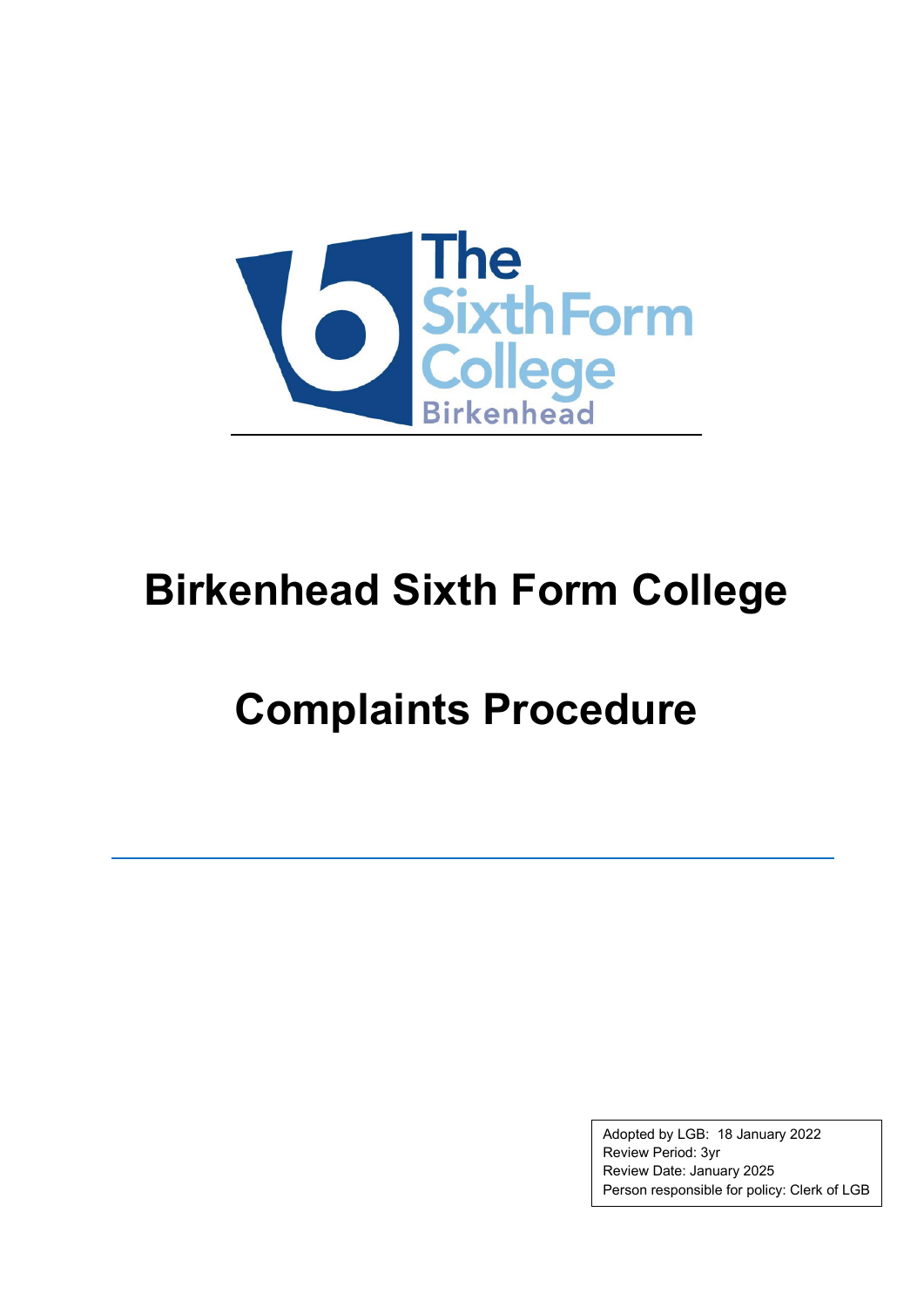# Birkenhead Sixth Form College

# Complaints Procedure

Adopted by LGB: 18 January 2022
Review Period: 3yr
Review Date: January 2025
Person responsible for policy: Clerk of LGB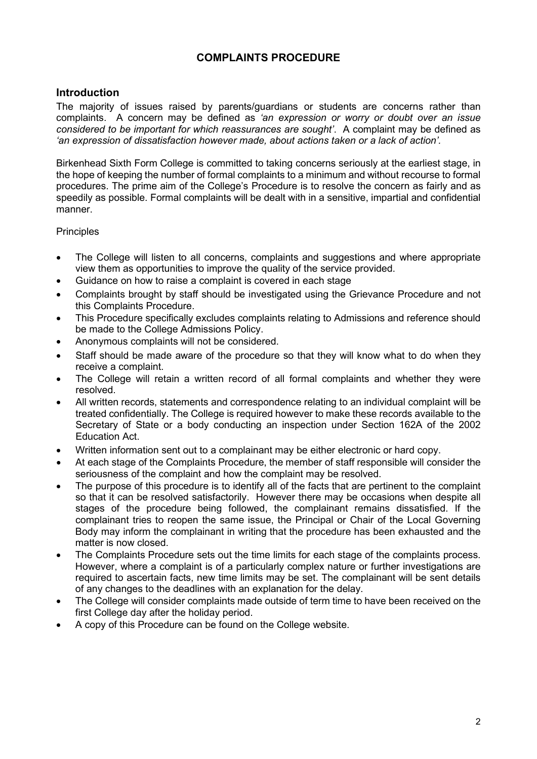# COMPLAINTS PROCEDURE

## Introduction

The majority of issues raised by parents/guardians or students are concerns rather than complaints. A concern may be defined as *'an expression or worry or doubt over an issue considered to be important for which reassurances are sought'*. A complaint may be defined as *'an expression of dissatisfaction however made, about actions taken or a lack of action'.*

Birkenhead Sixth Form College is committed to taking concerns seriously at the earliest stage, in the hope of keeping the number of formal complaints to a minimum and without recourse to formal procedures. The prime aim of the College's Procedure is to resolve the concern as fairly and as speedily as possible. Formal complaints will be dealt with in a sensitive, impartial and confidential manner.

Principles

- The College will listen to all concerns, complaints and suggestions and where appropriate view them as opportunities to improve the quality of the service provided.
- Guidance on how to raise a complaint is covered in each stage
- Complaints brought by staff should be investigated using the Grievance Procedure and not this Complaints Procedure.
- This Procedure specifically excludes complaints relating to Admissions and reference should be made to the College Admissions Policy.
- Anonymous complaints will not be considered.
- Staff should be made aware of the procedure so that they will know what to do when they receive a complaint.
- The College will retain a written record of all formal complaints and whether they were resolved.
- All written records, statements and correspondence relating to an individual complaint will be treated confidentially. The College is required however to make these records available to the Secretary of State or a body conducting an inspection under Section 162A of the 2002 Education Act.
- Written information sent out to a complainant may be either electronic or hard copy.
- At each stage of the Complaints Procedure, the member of staff responsible will consider the seriousness of the complaint and how the complaint may be resolved.
- The purpose of this procedure is to identify all of the facts that are pertinent to the complaint so that it can be resolved satisfactorily. However there may be occasions when despite all stages of the procedure being followed, the complainant remains dissatisfied. If the complainant tries to reopen the same issue, the Principal or Chair of the Local Governing Body may inform the complainant in writing that the procedure has been exhausted and the matter is now closed.
- The Complaints Procedure sets out the time limits for each stage of the complaints process. However, where a complaint is of a particularly complex nature or further investigations are required to ascertain facts, new time limits may be set. The complainant will be sent details of any changes to the deadlines with an explanation for the delay.
- The College will consider complaints made outside of term time to have been received on the first College day after the holiday period.
- A copy of this Procedure can be found on the College website.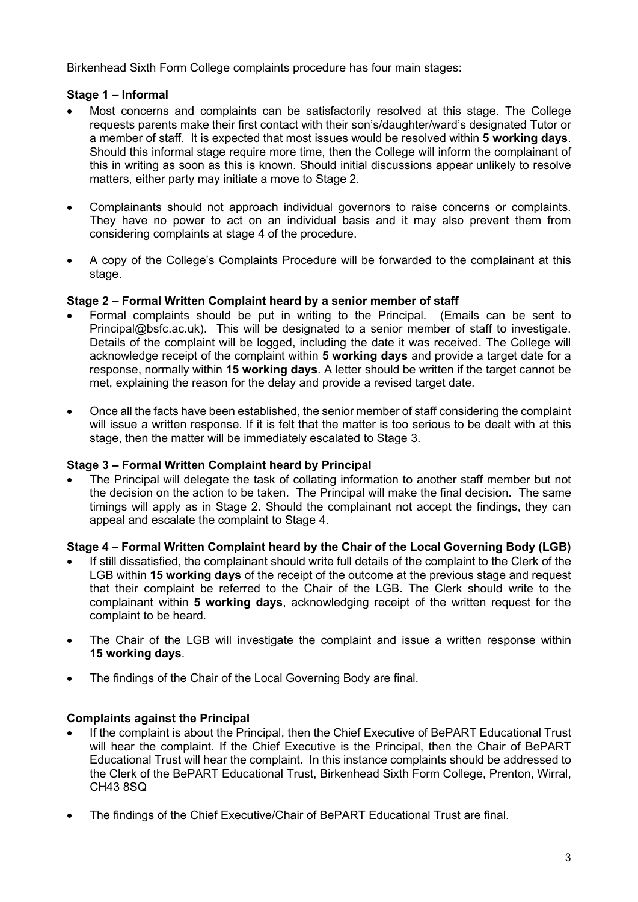Birkenhead Sixth Form College complaints procedure has four main stages:

### Stage 1 – Informal

- Most concerns and complaints can be satisfactorily resolved at this stage. The College requests parents make their first contact with their son's/daughter/ward's designated Tutor or a member of staff. It is expected that most issues would be resolved within **5 working days**. Should this informal stage require more time, then the College will inform the complainant of this in writing as soon as this is known. Should initial discussions appear unlikely to resolve matters, either party may initiate a move to Stage 2.
- Complainants should not approach individual governors to raise concerns or complaints. They have no power to act on an individual basis and it may also prevent them from considering complaints at stage 4 of the procedure.
- A copy of the College's Complaints Procedure will be forwarded to the complainant at this stage.

### Stage 2 – Formal Written Complaint heard by a senior member of staff

- Formal complaints should be put in writing to the Principal. (Emails can be sent to Principal@bsfc.ac.uk). This will be designated to a senior member of staff to investigate. Details of the complaint will be logged, including the date it was received. The College will acknowledge receipt of the complaint within **5 working days** and provide a target date for a response, normally within **15 working days**. A letter should be written if the target cannot be met, explaining the reason for the delay and provide a revised target date.
- Once all the facts have been established, the senior member of staff considering the complaint will issue a written response. If it is felt that the matter is too serious to be dealt with at this stage, then the matter will be immediately escalated to Stage 3.

### Stage 3 – Formal Written Complaint heard by Principal

- The Principal will delegate the task of collating information to another staff member but not the decision on the action to be taken. The Principal will make the final decision. The same timings will apply as in Stage 2. Should the complainant not accept the findings, they can appeal and escalate the complaint to Stage 4.

### Stage 4 – Formal Written Complaint heard by the Chair of the Local Governing Body (LGB)

- If still dissatisfied, the complainant should write full details of the complaint to the Clerk of the LGB within **15 working days** of the receipt of the outcome at the previous stage and request that their complaint be referred to the Chair of the LGB. The Clerk should write to the complainant within **5 working days**, acknowledging receipt of the written request for the complaint to be heard.
- The Chair of the LGB will investigate the complaint and issue a written response within **15 working days**.
- The findings of the Chair of the Local Governing Body are final.

### Complaints against the Principal

- If the complaint is about the Principal, then the Chief Executive of BePART Educational Trust will hear the complaint. If the Chief Executive is the Principal, then the Chair of BePART Educational Trust will hear the complaint. In this instance complaints should be addressed to the Clerk of the BePART Educational Trust, Birkenhead Sixth Form College, Prenton, Wirral, CH43 8SQ
- The findings of the Chief Executive/Chair of BePART Educational Trust are final.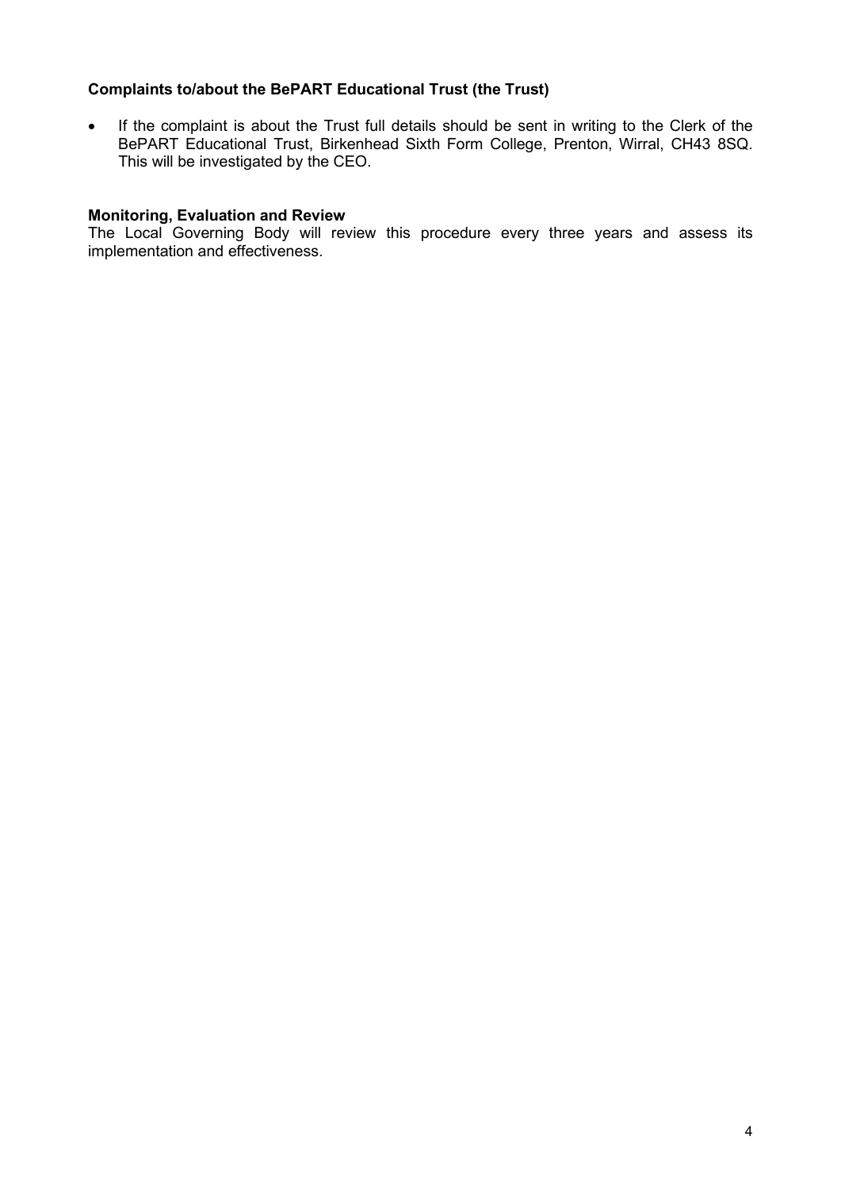**Complaints to/about the BePART Educational Trust (the Trust)**

- If the complaint is about the Trust full details should be sent in writing to the Clerk of the BePART Educational Trust, Birkenhead Sixth Form College, Prenton, Wirral, CH43 8SQ. This will be investigated by the CEO.

**Monitoring, Evaluation and Review**

The Local Governing Body will review this procedure every three years and assess its implementation and effectiveness.